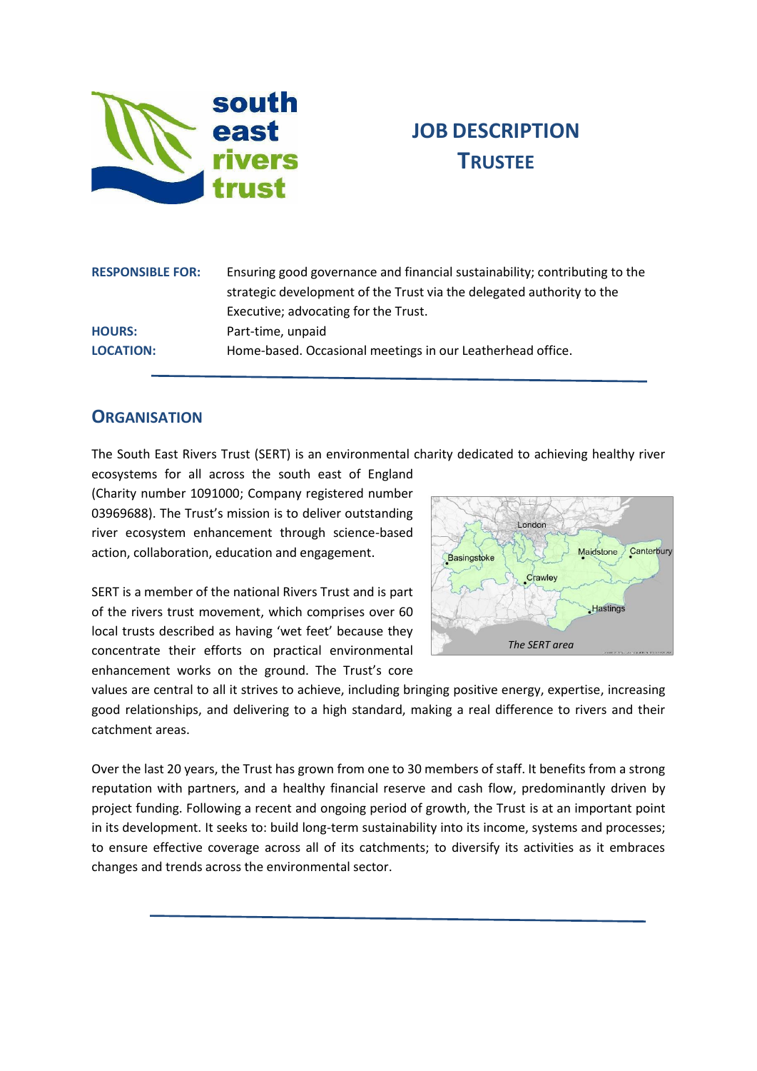# JOB DESCRIPTION
# TRUSTEE

| | |
|---|---|
| **RESPONSIBLE FOR:** | Ensuring good governance and financial sustainability; contributing to the strategic development of the Trust via the delegated authority to the Executive; advocating for the Trust. |
| **HOURS:** | Part-time, unpaid |
| **LOCATION:** | Home-based. Occasional meetings in our Leatherhead office. |

## ORGANISATION

The South East Rivers Trust (SERT) is an environmental charity dedicated to achieving healthy river ecosystems for all across the south east of England (Charity number 1091000; Company registered number 03969688). The Trust's mission is to deliver outstanding river ecosystem enhancement through science-based action, collaboration, education and engagement.

SERT is a member of the national Rivers Trust and is part of the rivers trust movement, which comprises over 60 local trusts described as having 'wet feet' because they concentrate their efforts on practical environmental enhancement works on the ground. The Trust's core values are central to all it strives to achieve, including bringing positive energy, expertise, increasing good relationships, and delivering to a high standard, making a real difference to rivers and their catchment areas.

*The SERT area*

Over the last 20 years, the Trust has grown from one to 30 members of staff. It benefits from a strong reputation with partners, and a healthy financial reserve and cash flow, predominantly driven by project funding. Following a recent and ongoing period of growth, the Trust is at an important point in its development. It seeks to: build long-term sustainability into its income, systems and processes; to ensure effective coverage across all of its catchments; to diversify its activities as it embraces changes and trends across the environmental sector.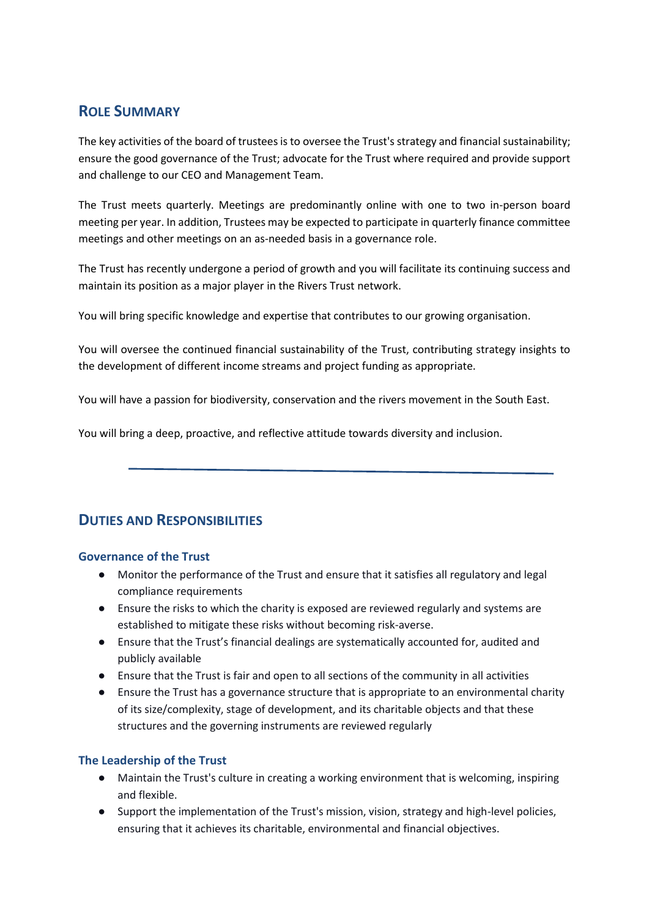## Role Summary

The key activities of the board of trustees is to oversee the Trust's strategy and financial sustainability; ensure the good governance of the Trust; advocate for the Trust where required and provide support and challenge to our CEO and Management Team.

The Trust meets quarterly. Meetings are predominantly online with one to two in-person board meeting per year. In addition, Trustees may be expected to participate in quarterly finance committee meetings and other meetings on an as-needed basis in a governance role.

The Trust has recently undergone a period of growth and you will facilitate its continuing success and maintain its position as a major player in the Rivers Trust network.

You will bring specific knowledge and expertise that contributes to our growing organisation.

You will oversee the continued financial sustainability of the Trust, contributing strategy insights to the development of different income streams and project funding as appropriate.

You will have a passion for biodiversity, conservation and the rivers movement in the South East.

You will bring a deep, proactive, and reflective attitude towards diversity and inclusion.

---

## Duties and Responsibilities

### Governance of the Trust

- Monitor the performance of the Trust and ensure that it satisfies all regulatory and legal compliance requirements
- Ensure the risks to which the charity is exposed are reviewed regularly and systems are established to mitigate these risks without becoming risk-averse.
- Ensure that the Trust's financial dealings are systematically accounted for, audited and publicly available
- Ensure that the Trust is fair and open to all sections of the community in all activities
- Ensure the Trust has a governance structure that is appropriate to an environmental charity of its size/complexity, stage of development, and its charitable objects and that these structures and the governing instruments are reviewed regularly

### The Leadership of the Trust

- Maintain the Trust's culture in creating a working environment that is welcoming, inspiring and flexible.
- Support the implementation of the Trust's mission, vision, strategy and high-level policies, ensuring that it achieves its charitable, environmental and financial objectives.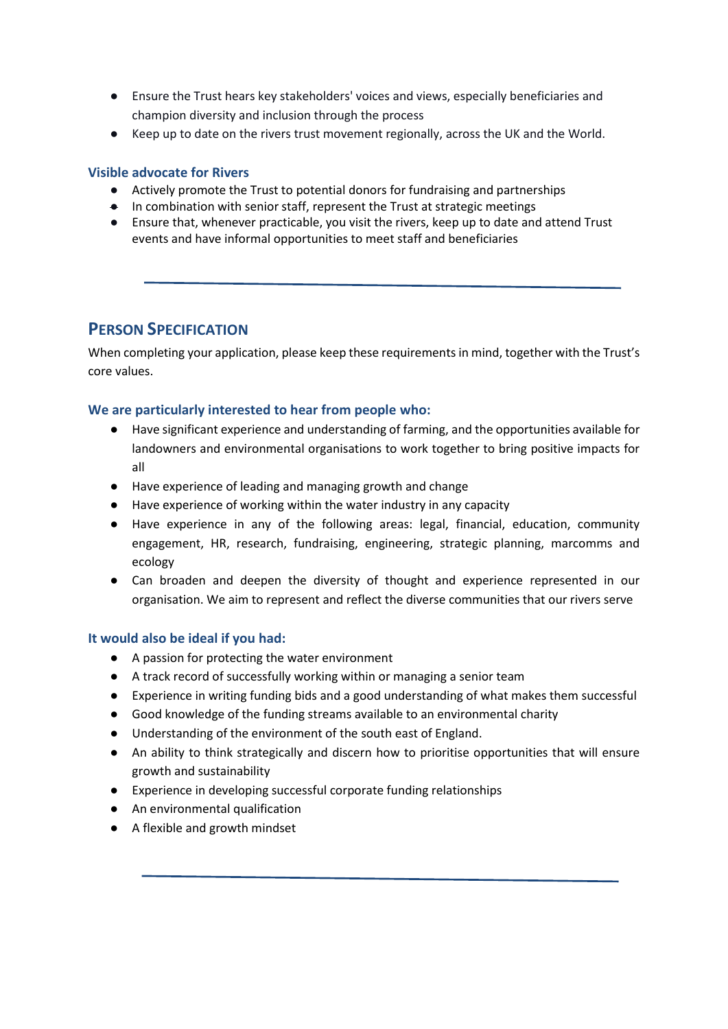- Ensure the Trust hears key stakeholders' voices and views, especially beneficiaries and champion diversity and inclusion through the process
- Keep up to date on the rivers trust movement regionally, across the UK and the World.

### Visible advocate for Rivers

- Actively promote the Trust to potential donors for fundraising and partnerships
- In combination with senior staff, represent the Trust at strategic meetings
- Ensure that, whenever practicable, you visit the rivers, keep up to date and attend Trust events and have informal opportunities to meet staff and beneficiaries

---

## Person Specification

When completing your application, please keep these requirements in mind, together with the Trust's core values.

### We are particularly interested to hear from people who:

- Have significant experience and understanding of farming, and the opportunities available for landowners and environmental organisations to work together to bring positive impacts for all
- Have experience of leading and managing growth and change
- Have experience of working within the water industry in any capacity
- Have experience in any of the following areas: legal, financial, education, community engagement, HR, research, fundraising, engineering, strategic planning, marcomms and ecology
- Can broaden and deepen the diversity of thought and experience represented in our organisation. We aim to represent and reflect the diverse communities that our rivers serve

### It would also be ideal if you had:

- A passion for protecting the water environment
- A track record of successfully working within or managing a senior team
- Experience in writing funding bids and a good understanding of what makes them successful
- Good knowledge of the funding streams available to an environmental charity
- Understanding of the environment of the south east of England.
- An ability to think strategically and discern how to prioritise opportunities that will ensure growth and sustainability
- Experience in developing successful corporate funding relationships
- An environmental qualification
- A flexible and growth mindset

---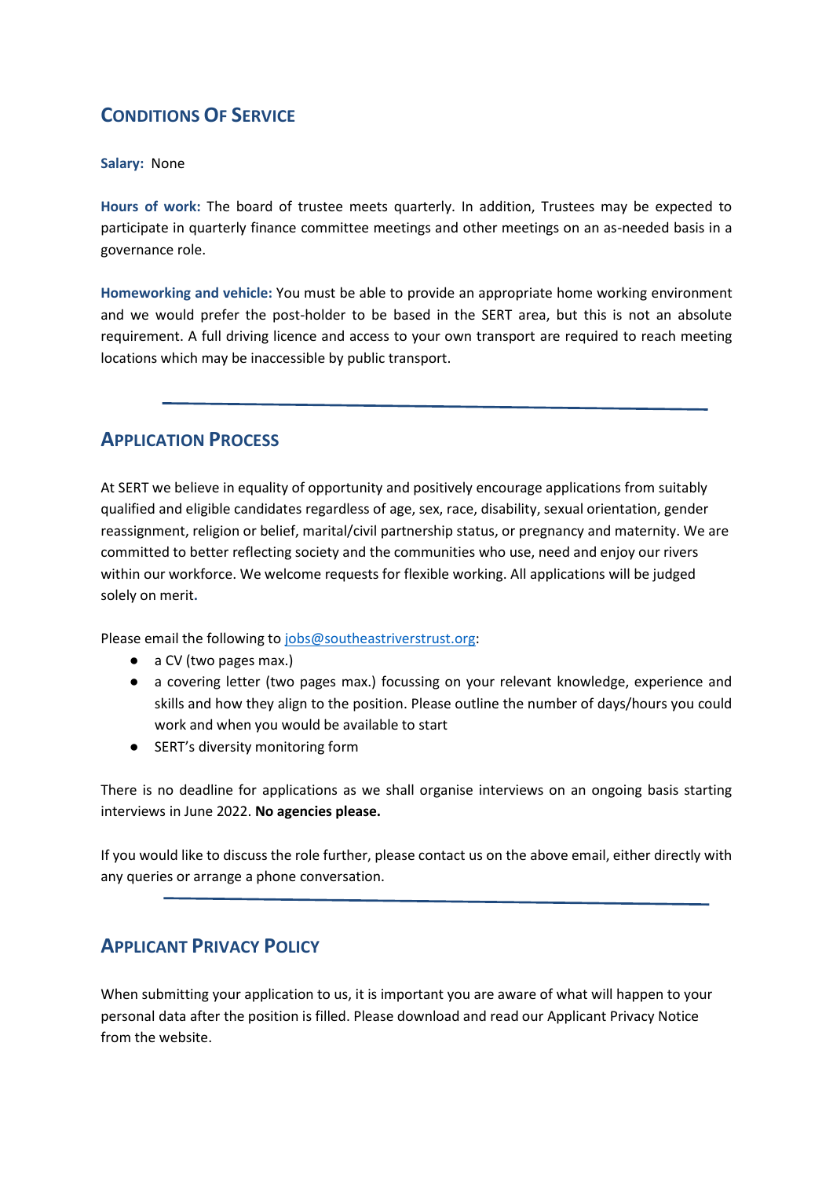## Conditions Of Service

**Salary:** None

**Hours of work:** The board of trustee meets quarterly. In addition, Trustees may be expected to participate in quarterly finance committee meetings and other meetings on an as-needed basis in a governance role.

**Homeworking and vehicle:** You must be able to provide an appropriate home working environment and we would prefer the post-holder to be based in the SERT area, but this is not an absolute requirement. A full driving licence and access to your own transport are required to reach meeting locations which may be inaccessible by public transport.

---

## Application Process

At SERT we believe in equality of opportunity and positively encourage applications from suitably qualified and eligible candidates regardless of age, sex, race, disability, sexual orientation, gender reassignment, religion or belief, marital/civil partnership status, or pregnancy and maternity. We are committed to better reflecting society and the communities who use, need and enjoy our rivers within our workforce. We welcome requests for flexible working. All applications will be judged solely on merit.

Please email the following to [jobs@southeastriverstrust.org](mailto:jobs@southeastriverstrust.org):

- a CV (two pages max.)
- a covering letter (two pages max.) focussing on your relevant knowledge, experience and skills and how they align to the position. Please outline the number of days/hours you could work and when you would be available to start
- SERT's diversity monitoring form

There is no deadline for applications as we shall organise interviews on an ongoing basis starting interviews in June 2022. **No agencies please.**

If you would like to discuss the role further, please contact us on the above email, either directly with any queries or arrange a phone conversation.

---

## Applicant Privacy Policy

When submitting your application to us, it is important you are aware of what will happen to your personal data after the position is filled. Please download and read our Applicant Privacy Notice from the website.